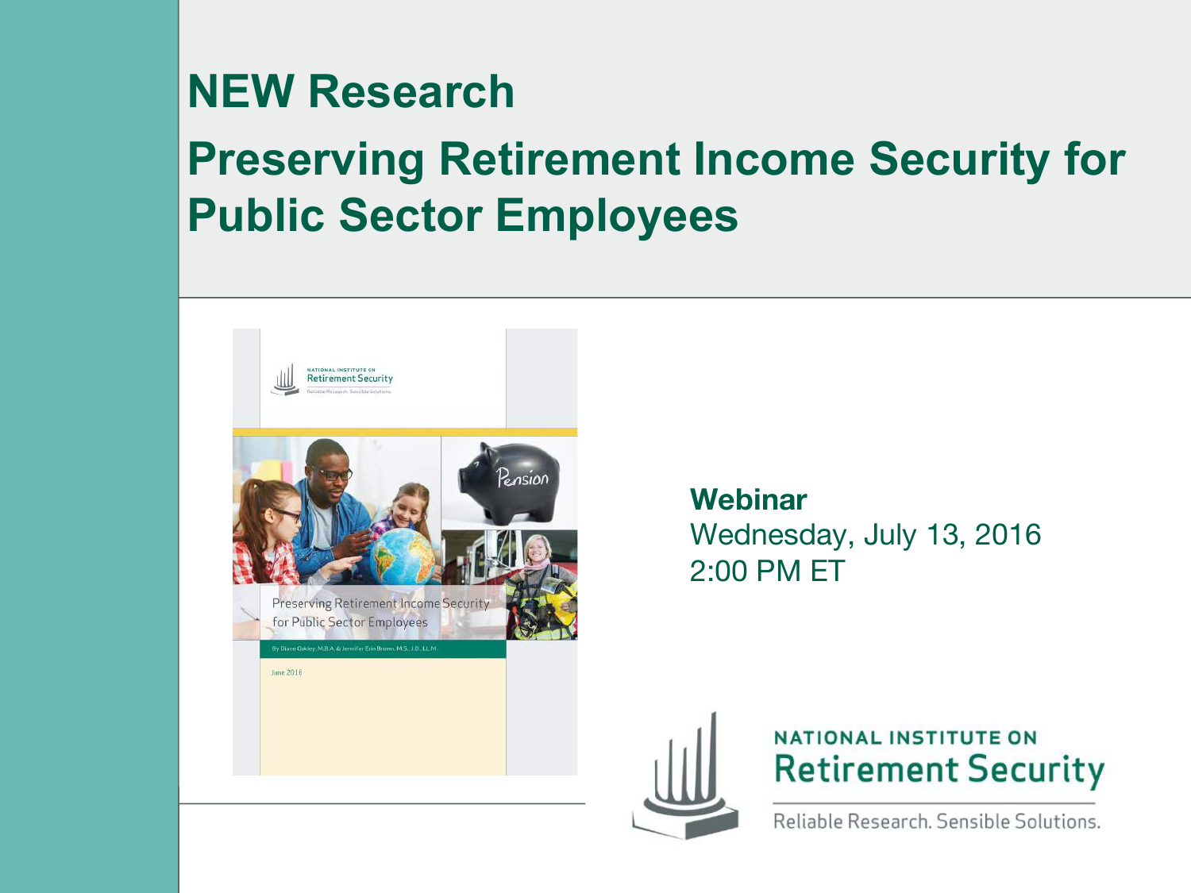# NEW Research

# Preserving Retirement Income Security for Public Sector Employees

**Webinar**
Wednesday, July 13, 2016
2:00 PM ET

NATIONAL INSTITUTE ON
Retirement Security
Reliable Research. Sensible Solutions.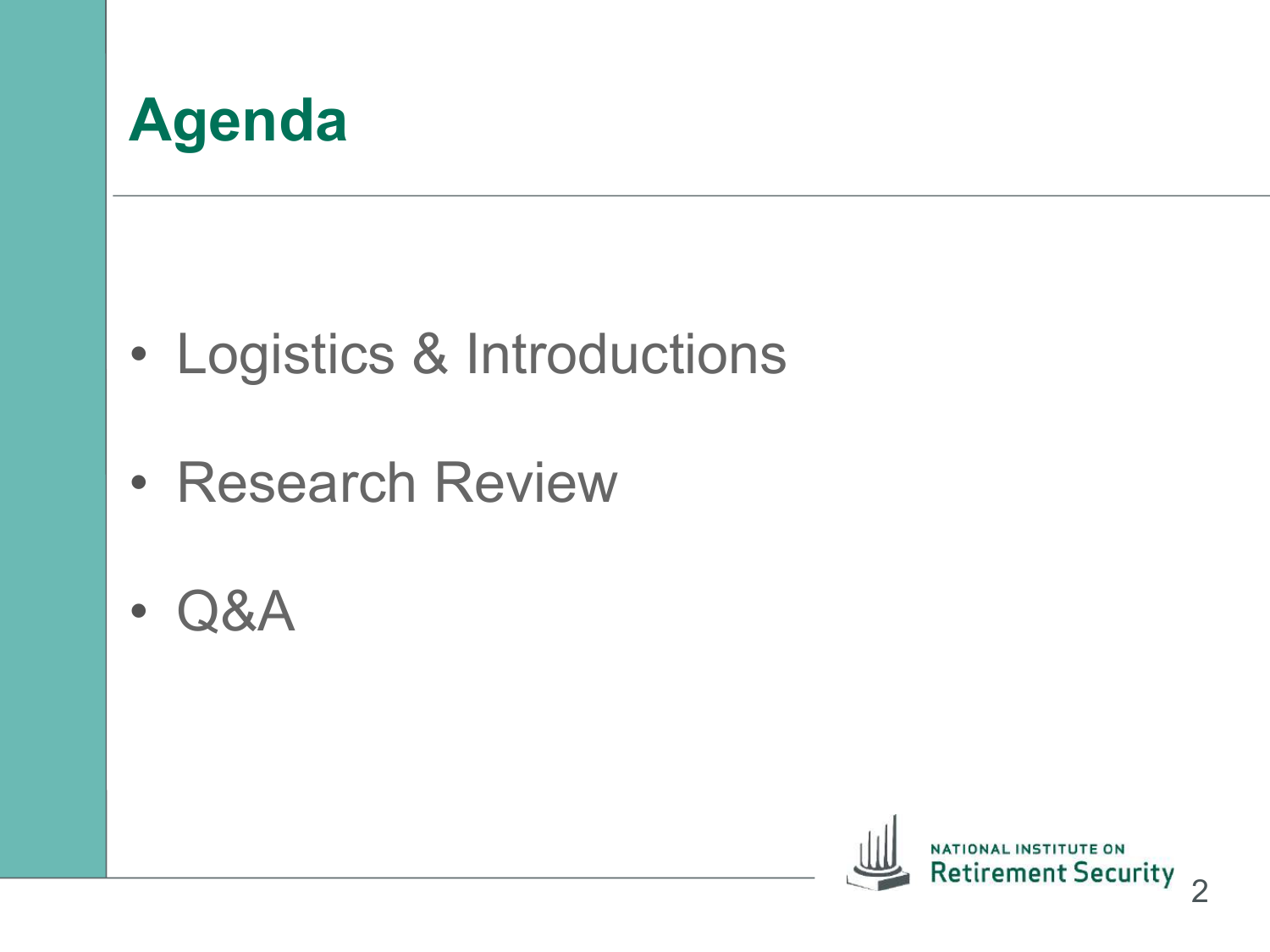# Agenda

- Logistics & Introductions
- Research Review
- Q&A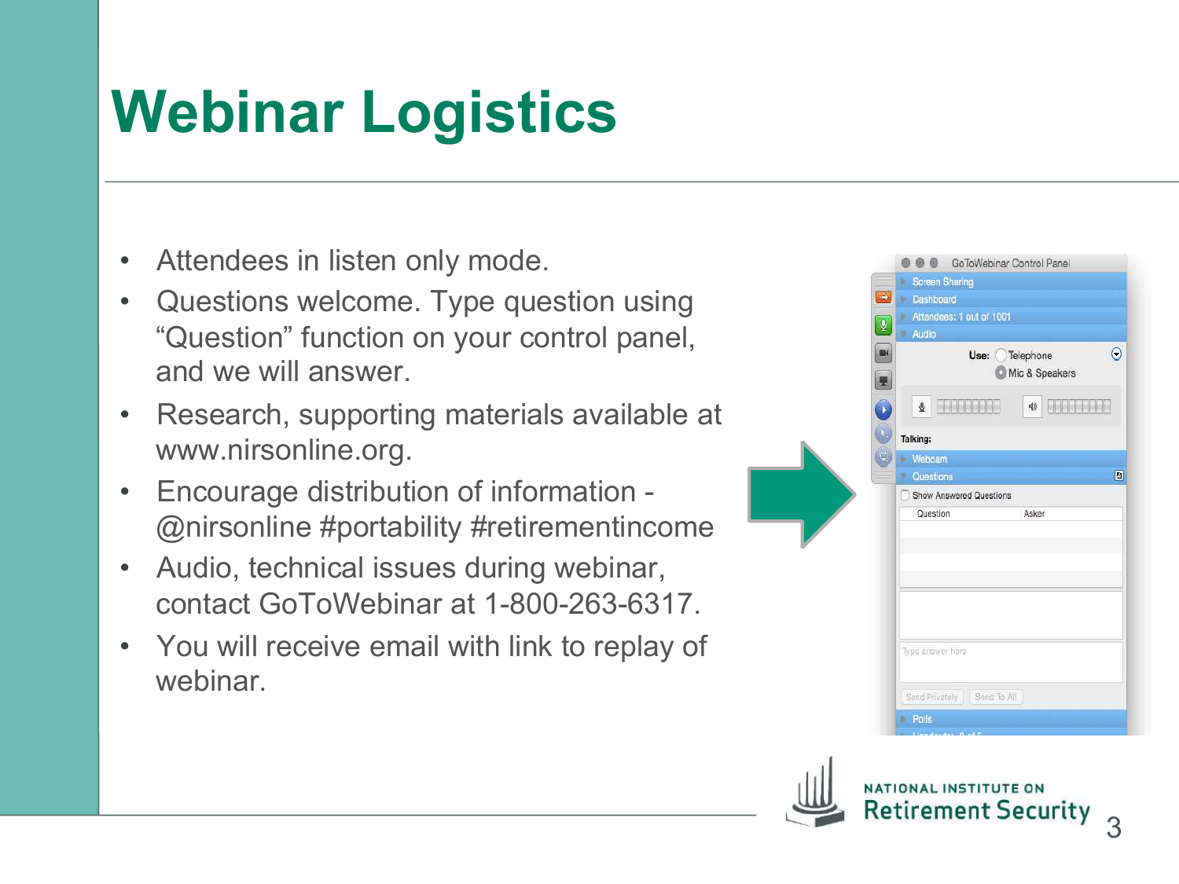# Webinar Logistics

- Attendees in listen only mode.
- Questions welcome. Type question using "Question" function on your control panel, and we will answer.
- Research, supporting materials available at www.nirsonline.org.
- Encourage distribution of information - @nirsonline #portability #retirementincome
- Audio, technical issues during webinar, contact GoToWebinar at 1-800-263-6317.
- You will receive email with link to replay of webinar.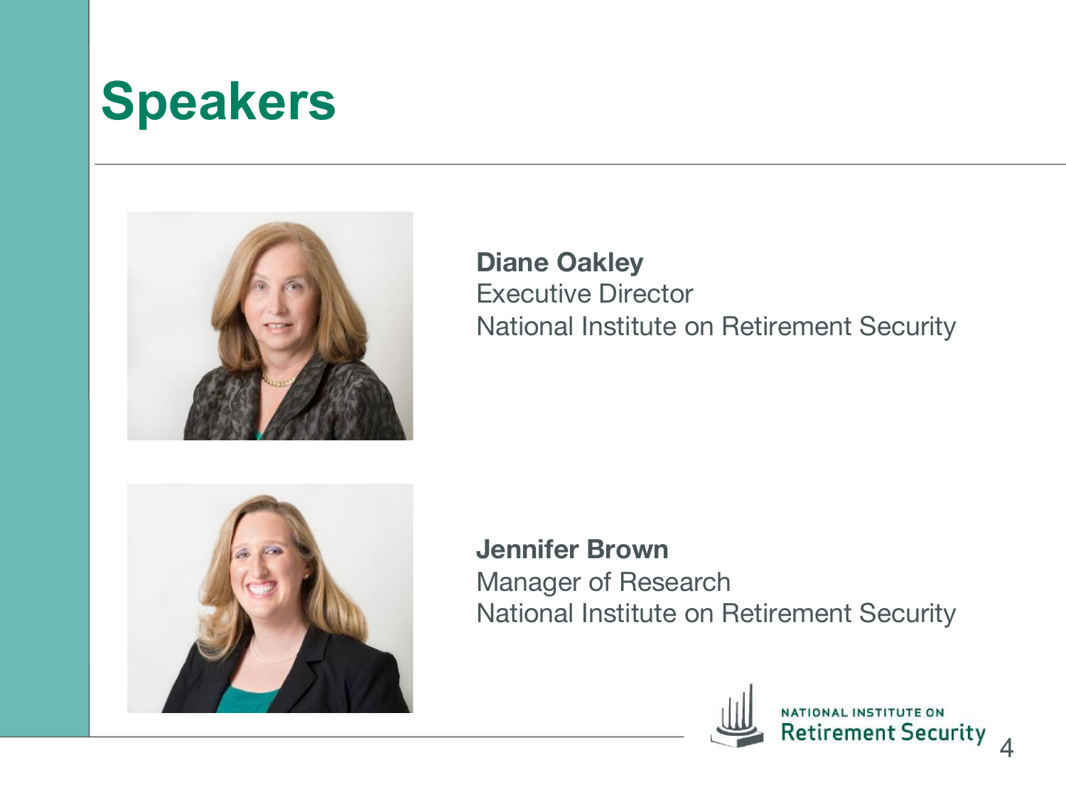# Speakers

**Diane Oakley**
Executive Director
National Institute on Retirement Security

**Jennifer Brown**
Manager of Research
National Institute on Retirement Security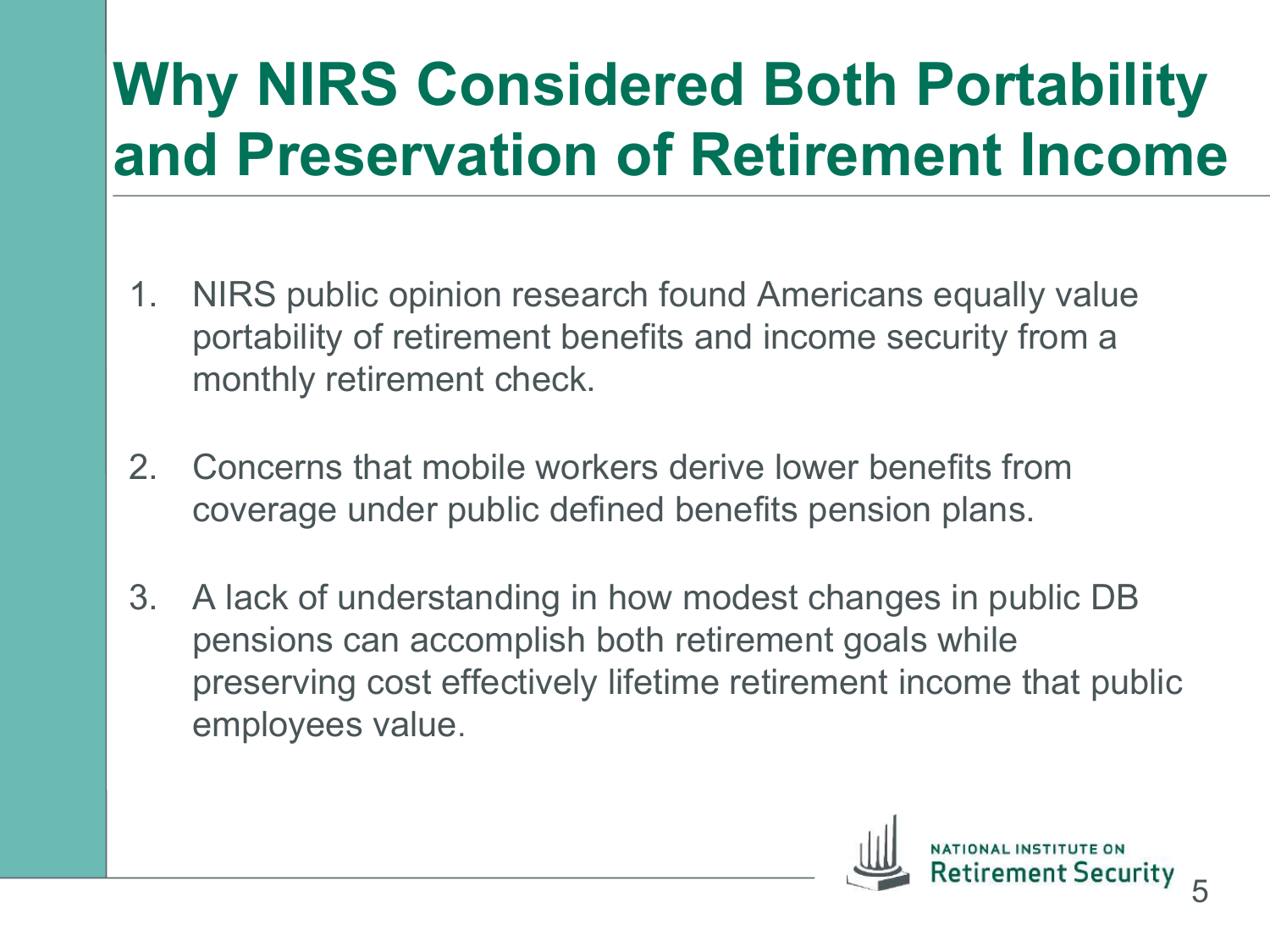# Why NIRS Considered Both Portability and Preservation of Retirement Income

1. NIRS public opinion research found Americans equally value portability of retirement benefits and income security from a monthly retirement check.

2. Concerns that mobile workers derive lower benefits from coverage under public defined benefits pension plans.

3. A lack of understanding in how modest changes in public DB pensions can accomplish both retirement goals while preserving cost effectively lifetime retirement income that public employees value.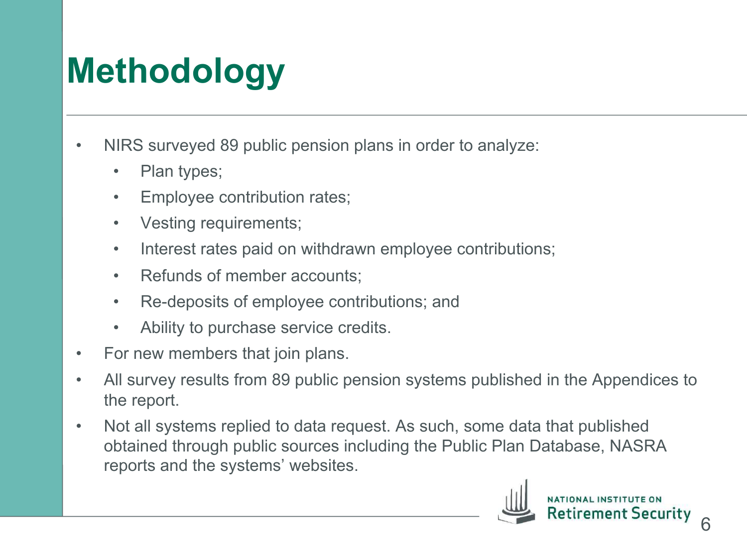# Methodology

- NIRS surveyed 89 public pension plans in order to analyze:
  - Plan types;
  - Employee contribution rates;
  - Vesting requirements;
  - Interest rates paid on withdrawn employee contributions;
  - Refunds of member accounts;
  - Re-deposits of employee contributions; and
  - Ability to purchase service credits.
- For new members that join plans.
- All survey results from 89 public pension systems published in the Appendices to the report.
- Not all systems replied to data request. As such, some data that published obtained through public sources including the Public Plan Database, NASRA reports and the systems' websites.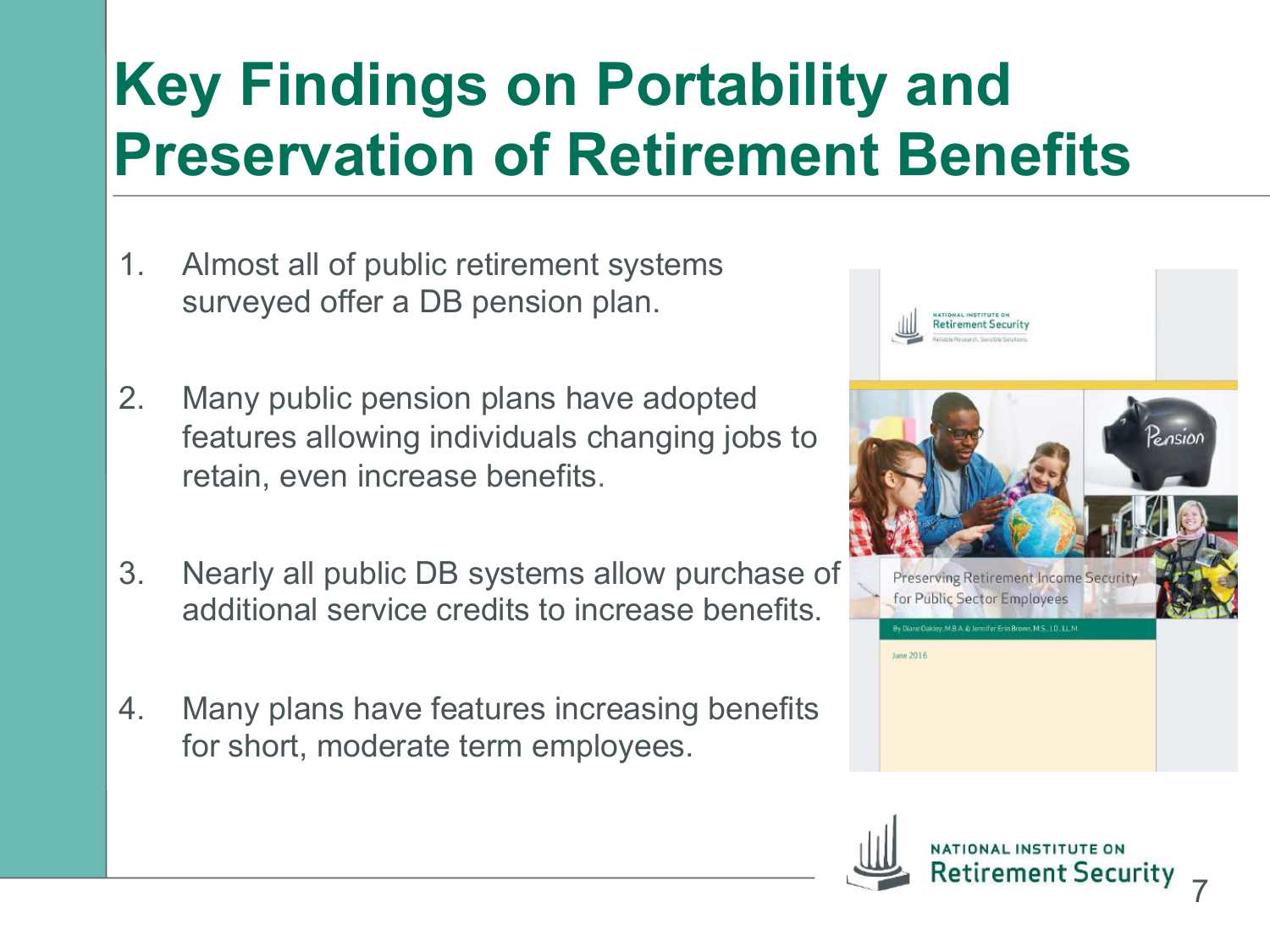# Key Findings on Portability and Preservation of Retirement Benefits

1. Almost all of public retirement systems surveyed offer a DB pension plan.
2. Many public pension plans have adopted features allowing individuals changing jobs to retain, even increase benefits.
3. Nearly all public DB systems allow purchase of additional service credits to increase benefits.
4. Many plans have features increasing benefits for short, moderate term employees.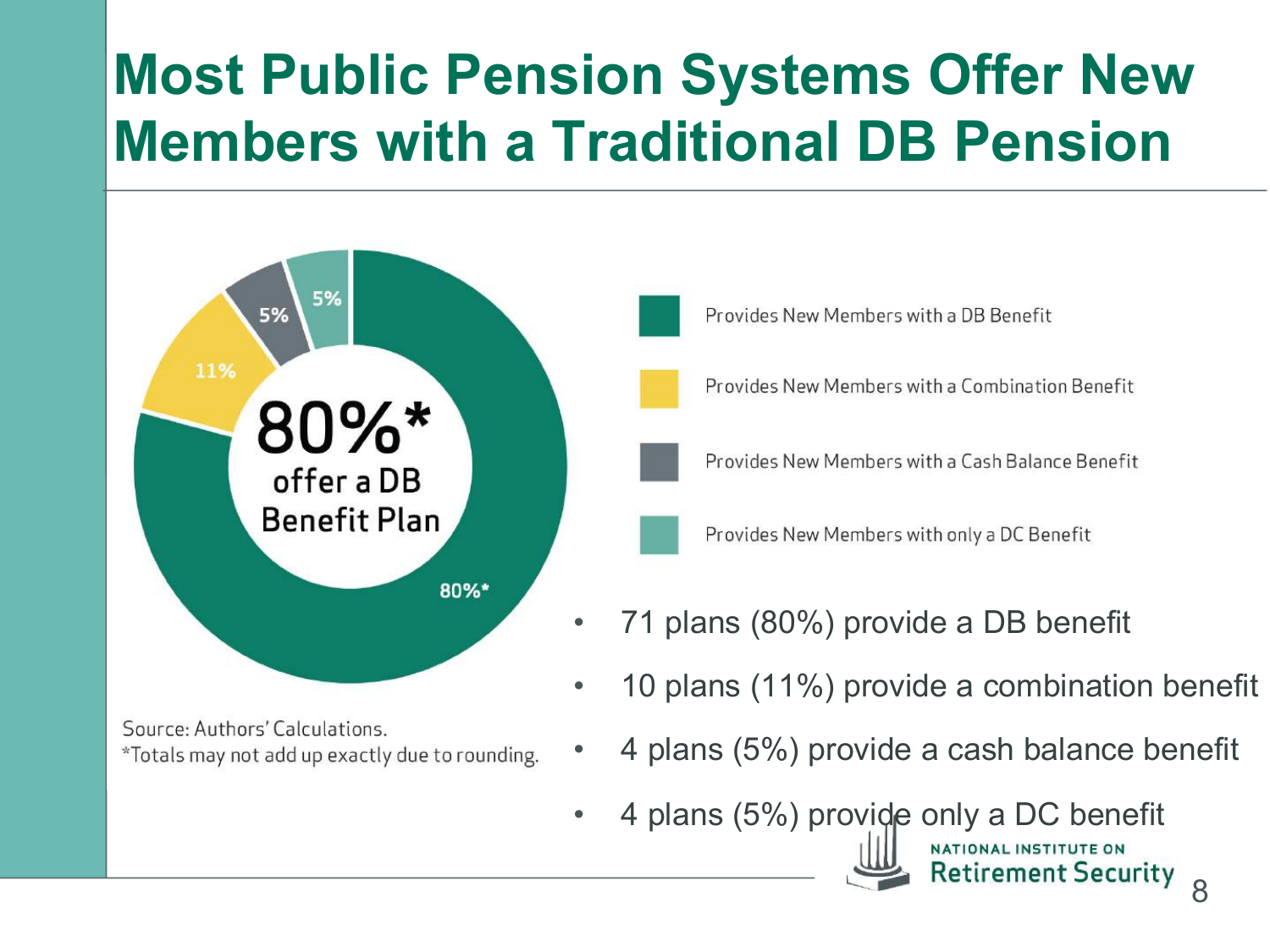# Most Public Pension Systems Offer New Members with a Traditional DB Pension

80%* offer a DB Benefit Plan

- Provides New Members with a DB Benefit — 80%*
- Provides New Members with a Combination Benefit — 11%
- Provides New Members with a Cash Balance Benefit — 5%
- Provides New Members with only a DC Benefit — 5%

Source: Authors' Calculations.
*Totals may not add up exactly due to rounding.

- 71 plans (80%) provide a DB benefit
- 10 plans (11%) provide a combination benefit
- 4 plans (5%) provide a cash balance benefit
- 4 plans (5%) provide only a DC benefit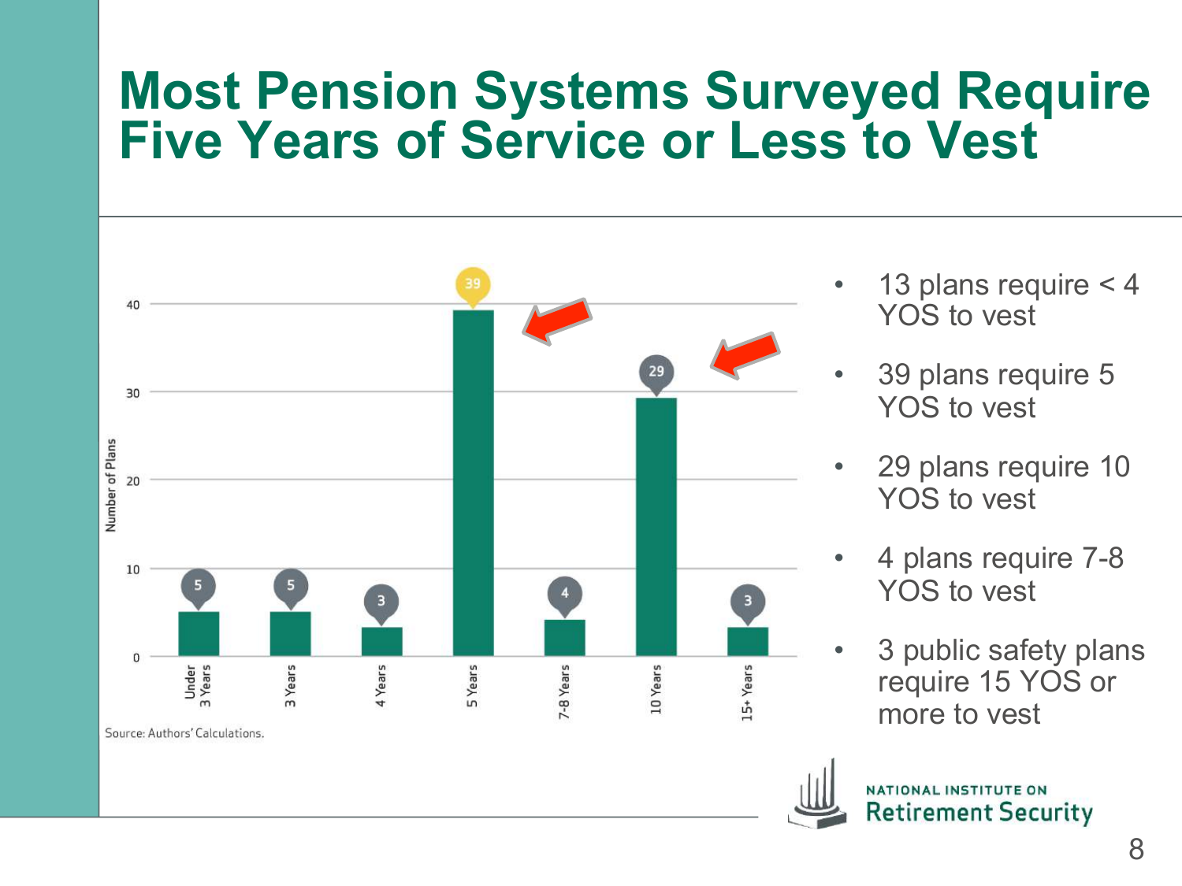# Most Pension Systems Surveyed Require Five Years of Service or Less to Vest

| Years of Service to Vest | Number of Plans |
|---|---|
| Under 3 Years | 5 |
| 3 Years | 5 |
| 4 Years | 3 |
| 5 Years | 39 |
| 7-8 Years | 4 |
| 10 Years | 29 |
| 15+ Years | 3 |

Source: Authors' Calculations.

- 13 plans require < 4 YOS to vest
- 39 plans require 5 YOS to vest
- 29 plans require 10 YOS to vest
- 4 plans require 7-8 YOS to vest
- 3 public safety plans require 15 YOS or more to vest

NATIONAL INSTITUTE ON Retirement Security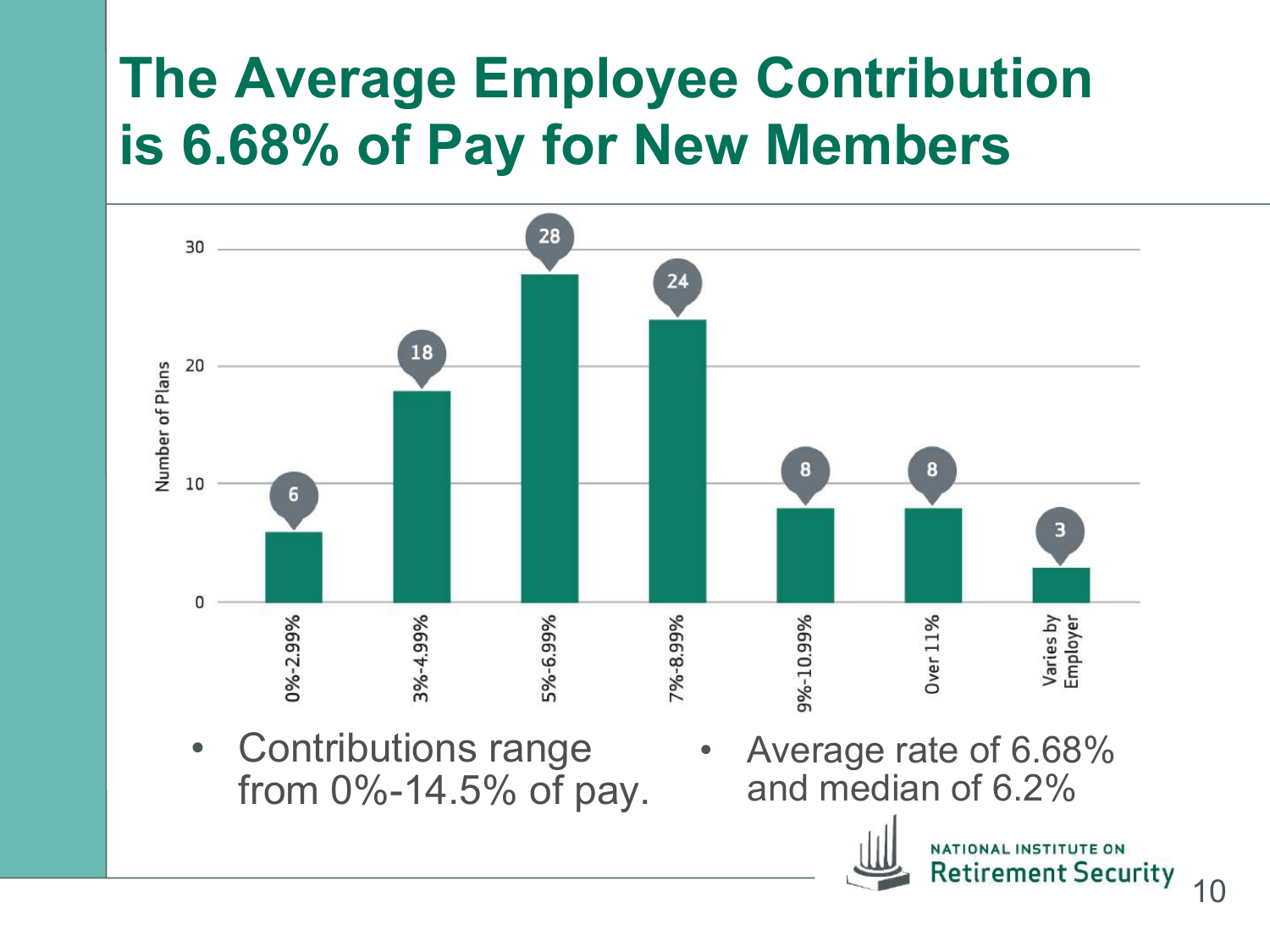# The Average Employee Contribution is 6.68% of Pay for New Members

| Contribution Rate | Number of Plans |
| --- | --- |
| 0%-2.99% | 6 |
| 3%-4.99% | 18 |
| 5%-6.99% | 28 |
| 7%-8.99% | 24 |
| 9%-10.99% | 8 |
| Over 11% | 8 |
| Varies by Employer | 3 |

- Contributions range from 0%-14.5% of pay.
- Average rate of 6.68% and median of 6.2%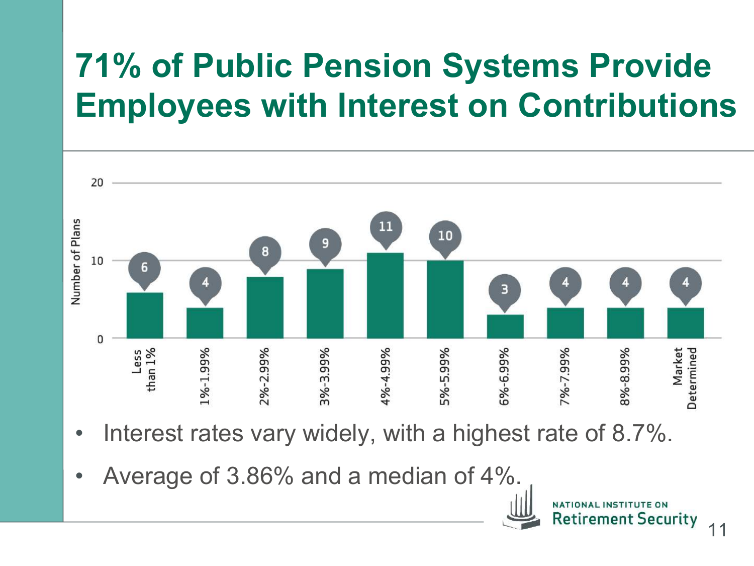# 71% of Public Pension Systems Provide Employees with Interest on Contributions

| Interest Rate | Number of Plans |
| --- | --- |
| Less than 1% | 6 |
| 1%-1.99% | 4 |
| 2%-2.99% | 8 |
| 3%-3.99% | 9 |
| 4%-4.99% | 11 |
| 5%-5.99% | 10 |
| 6%-6.99% | 3 |
| 7%-7.99% | 4 |
| 8%-8.99% | 4 |
| Market Determined | 4 |

- Interest rates vary widely, with a highest rate of 8.7%.
- Average of 3.86% and a median of 4%.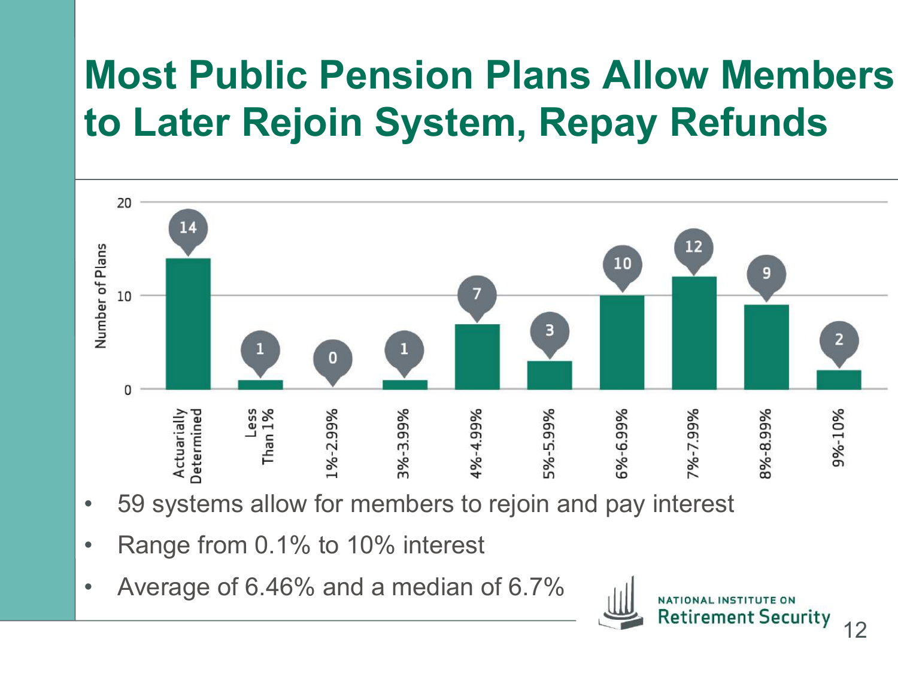# Most Public Pension Plans Allow Members to Later Rejoin System, Repay Refunds

| Interest Rate | Number of Plans |
|---|---|
| Actuarially Determined | 14 |
| Less Than 1% | 1 |
| 1%-2.99% | 0 |
| 3%-3.99% | 1 |
| 4%-4.99% | 7 |
| 5%-5.99% | 3 |
| 6%-6.99% | 10 |
| 7%-7.99% | 12 |
| 8%-8.99% | 9 |
| 9%-10% | 2 |

- 59 systems allow for members to rejoin and pay interest
- Range from 0.1% to 10% interest
- Average of 6.46% and a median of 6.7%

NATIONAL INSTITUTE ON Retirement Security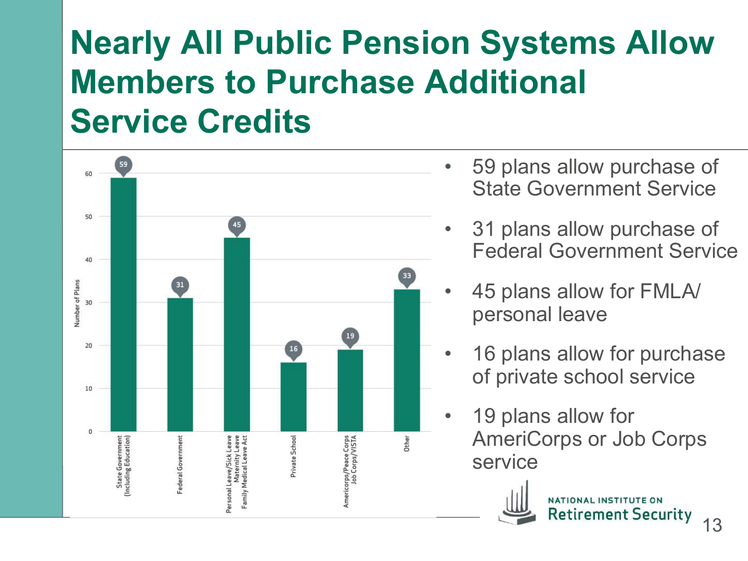# Nearly All Public Pension Systems Allow Members to Purchase Additional Service Credits

| Category | Number of Plans |
|---|---|
| State Government (Including Education) | 59 |
| Federal Government | 31 |
| Personal Leave/Sick Leave Maternity Leave Family Medical Leave Act | 45 |
| Private School | 16 |
| Americorps/Peace Corps Job Corps/VISTA | 19 |
| Other | 33 |

- 59 plans allow purchase of State Government Service
- 31 plans allow purchase of Federal Government Service
- 45 plans allow for FMLA/ personal leave
- 16 plans allow for purchase of private school service
- 19 plans allow for AmeriCorps or Job Corps service

NATIONAL INSTITUTE ON Retirement Security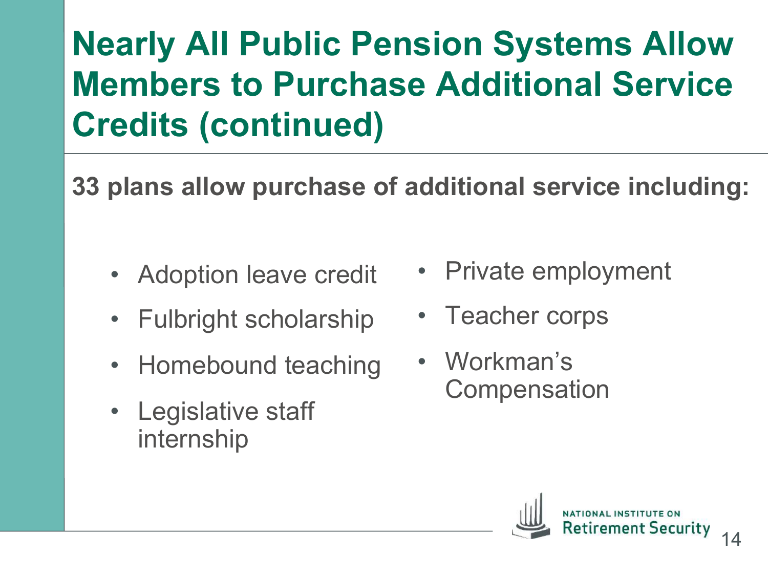# Nearly All Public Pension Systems Allow Members to Purchase Additional Service Credits (continued)

**33 plans allow purchase of additional service including:**

- Adoption leave credit
- Fulbright scholarship
- Homebound teaching
- Legislative staff internship
- Private employment
- Teacher corps
- Workman's Compensation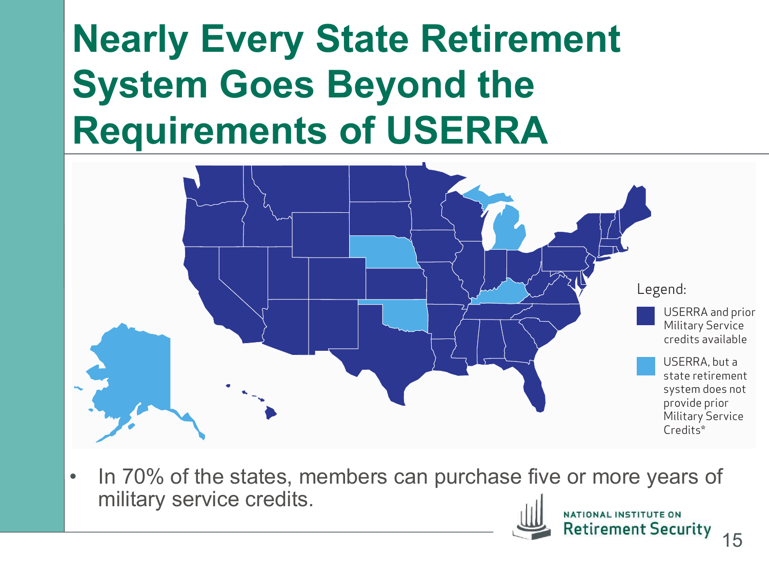# Nearly Every State Retirement System Goes Beyond the Requirements of USERRA

Legend:

- USERRA and prior Military Service credits available
- USERRA, but a state retirement system does not provide prior Military Service Credits*

- In 70% of the states, members can purchase five or more years of military service credits.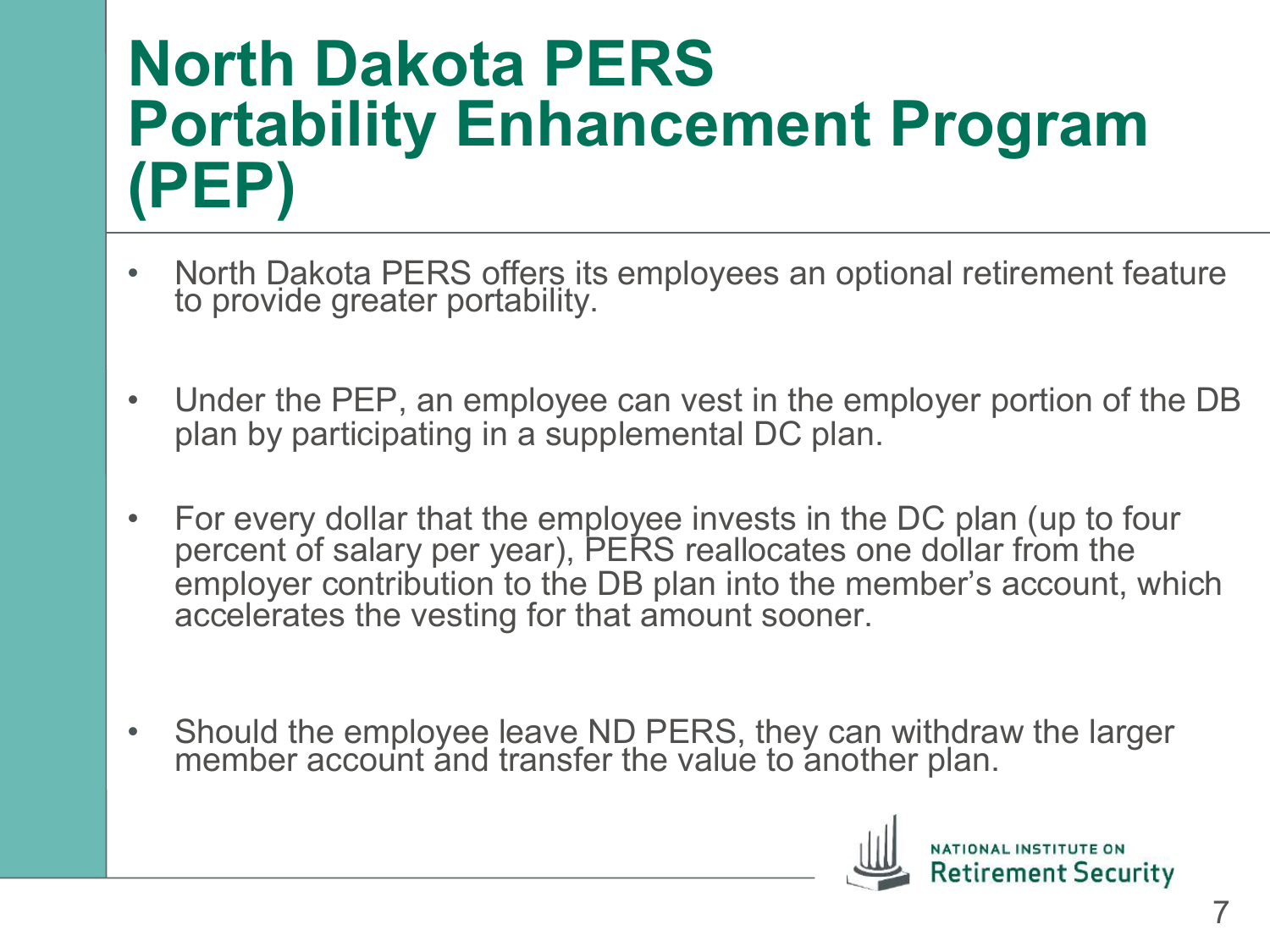# North Dakota PERS Portability Enhancement Program (PEP)

- North Dakota PERS offers its employees an optional retirement feature to provide greater portability.
- Under the PEP, an employee can vest in the employer portion of the DB plan by participating in a supplemental DC plan.
- For every dollar that the employee invests in the DC plan (up to four percent of salary per year), PERS reallocates one dollar from the employer contribution to the DB plan into the member's account, which accelerates the vesting for that amount sooner.
- Should the employee leave ND PERS, they can withdraw the larger member account and transfer the value to another plan.

NATIONAL INSTITUTE ON Retirement Security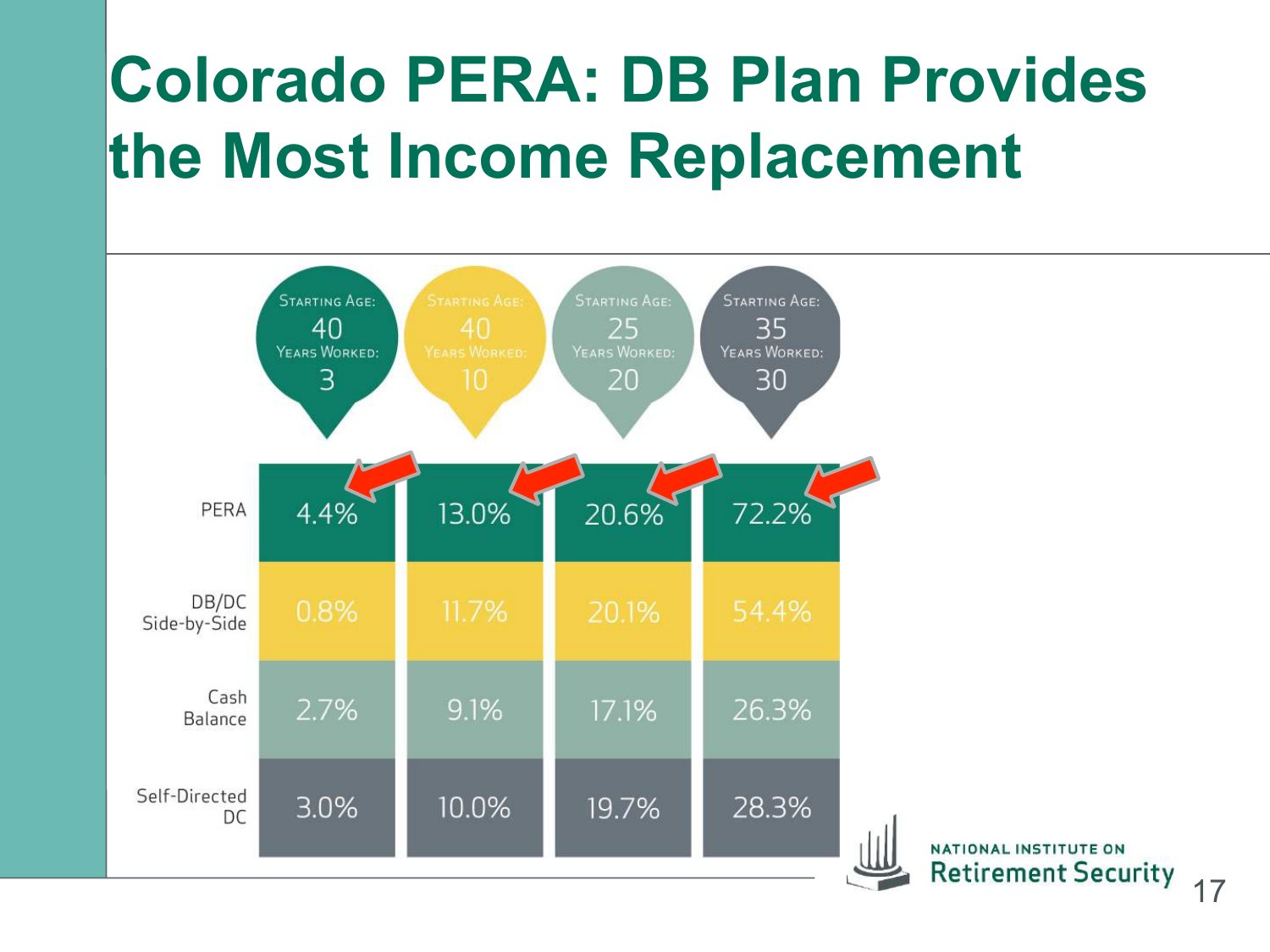# Colorado PERA: DB Plan Provides the Most Income Replacement

| | Starting Age: 40 Years Worked: 3 | Starting Age: 40 Years Worked: 10 | Starting Age: 25 Years Worked: 20 | Starting Age: 35 Years Worked: 30 |
| --- | --- | --- | --- | --- |
| PERA | 4.4% | 13.0% | 20.6% | 72.2% |
| DB/DC Side-by-Side | 0.8% | 11.7% | 20.1% | 54.4% |
| Cash Balance | 2.7% | 9.1% | 17.1% | 26.3% |
| Self-Directed DC | 3.0% | 10.0% | 19.7% | 28.3% |

NATIONAL INSTITUTE ON Retirement Security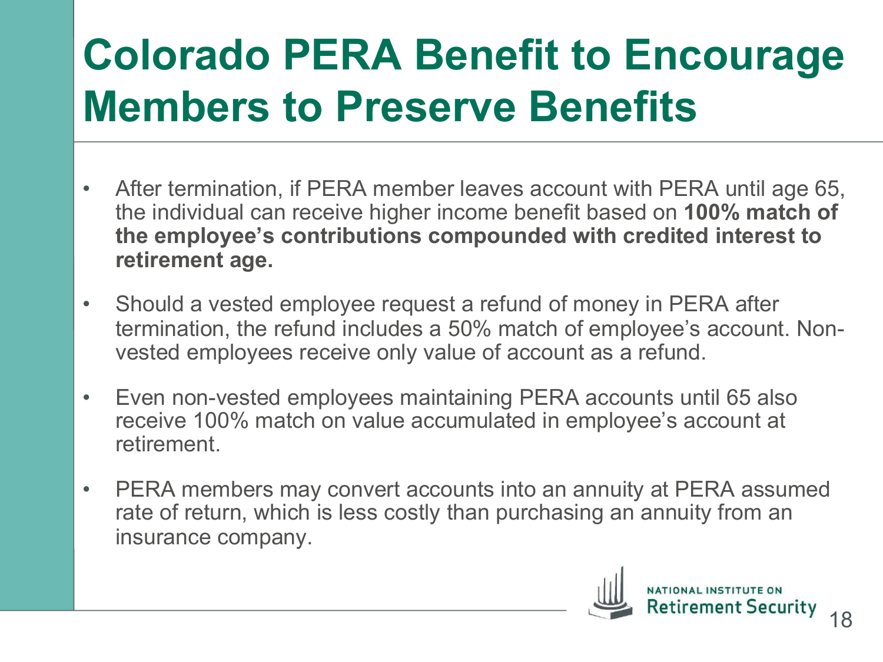# Colorado PERA Benefit to Encourage Members to Preserve Benefits

- After termination, if PERA member leaves account with PERA until age 65, the individual can receive higher income benefit based on **100% match of the employee's contributions compounded with credited interest to retirement age.**
- Should a vested employee request a refund of money in PERA after termination, the refund includes a 50% match of employee's account. Non-vested employees receive only value of account as a refund.
- Even non-vested employees maintaining PERA accounts until 65 also receive 100% match on value accumulated in employee's account at retirement.
- PERA members may convert accounts into an annuity at PERA assumed rate of return, which is less costly than purchasing an annuity from an insurance company.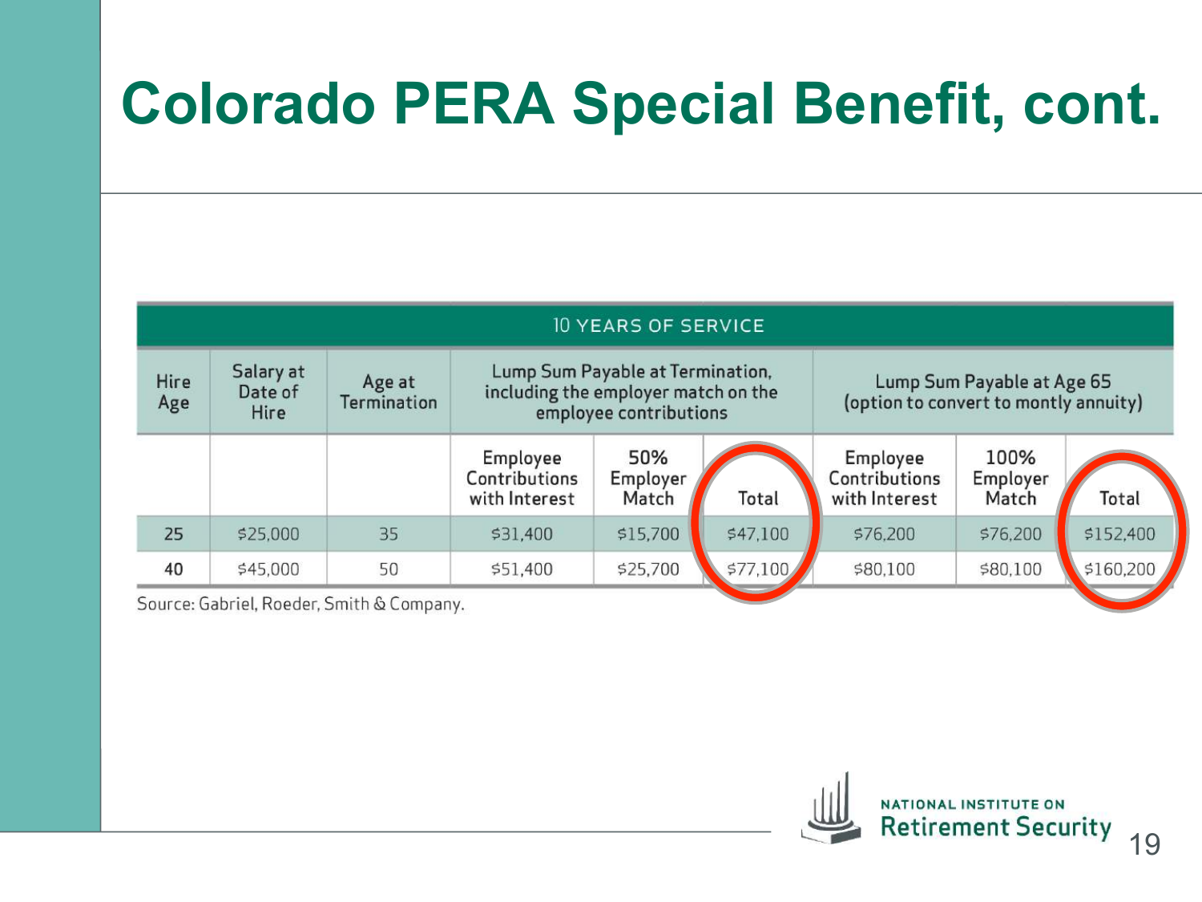# Colorado PERA Special Benefit, cont.

| 10 YEARS OF SERVICE | | | | | | | | |
|---|---|---|---|---|---|---|---|---|
| Hire Age | Salary at Date of Hire | Age at Termination | Lump Sum Payable at Termination, including the employer match on the employee contributions | | | Lump Sum Payable at Age 65 (option to convert to montly annuity) | | |
| | | | Employee Contributions with Interest | 50% Employer Match | Total | Employee Contributions with Interest | 100% Employer Match | Total |
| 25 | $25,000 | 35 | $31,400 | $15,700 | $47,100 | $76,200 | $76,200 | $152,400 |
| 40 | $45,000 | 50 | $51,400 | $25,700 | $77,100 | $80,100 | $80,100 | $160,200 |

Source: Gabriel, Roeder, Smith & Company.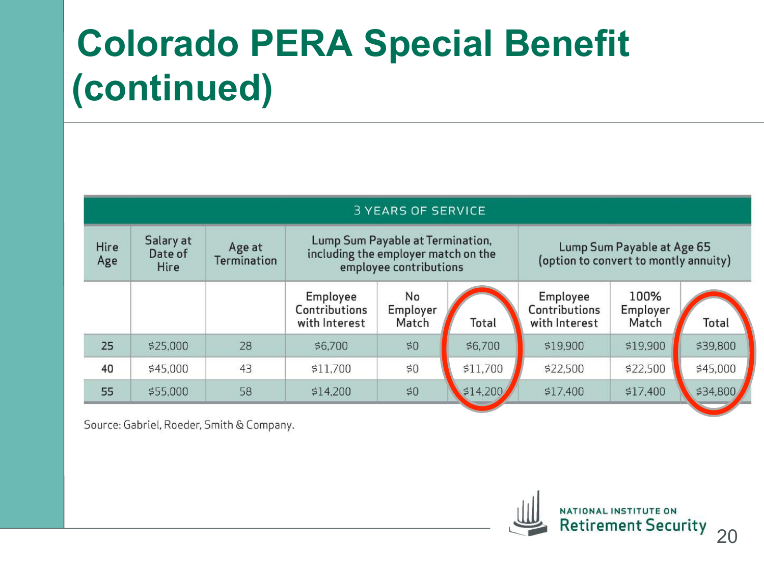# Colorado PERA Special Benefit (continued)

| 3 YEARS OF SERVICE | | | | | | | | |
|---|---|---|---|---|---|---|---|---|
| Hire Age | Salary at Date of Hire | Age at Termination | Lump Sum Payable at Termination, including the employer match on the employee contributions | | | Lump Sum Payable at Age 65 (option to convert to montly annuity) | | |
| | | | Employee Contributions with Interest | No Employer Match | Total | Employee Contributions with Interest | 100% Employer Match | Total |
| 25 | $25,000 | 28 | $6,700 | $0 | $6,700 | $19,900 | $19,900 | $39,800 |
| 40 | $45,000 | 43 | $11,700 | $0 | $11,700 | $22,500 | $22,500 | $45,000 |
| 55 | $55,000 | 58 | $14,200 | $0 | $14,200 | $17,400 | $17,400 | $34,800 |

Source: Gabriel, Roeder, Smith & Company.

NATIONAL INSTITUTE ON Retirement Security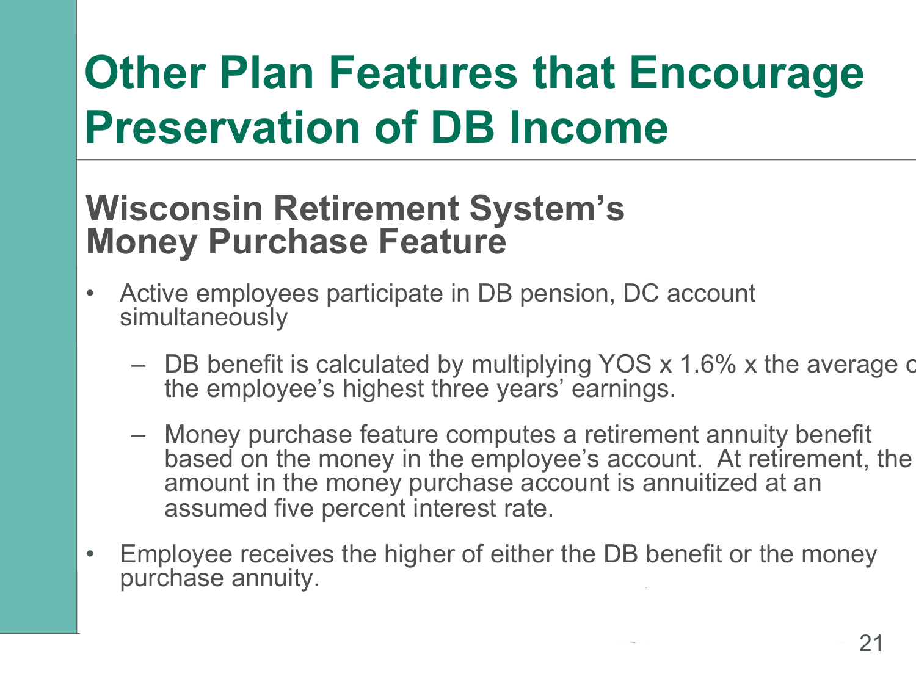# Other Plan Features that Encourage Preservation of DB Income

## Wisconsin Retirement System's Money Purchase Feature

- Active employees participate in DB pension, DC account simultaneously
  - DB benefit is calculated by multiplying YOS x 1.6% x the average of the employee's highest three years' earnings.
  - Money purchase feature computes a retirement annuity benefit based on the money in the employee's account. At retirement, the amount in the money purchase account is annuitized at an assumed five percent interest rate.
- Employee receives the higher of either the DB benefit or the money purchase annuity.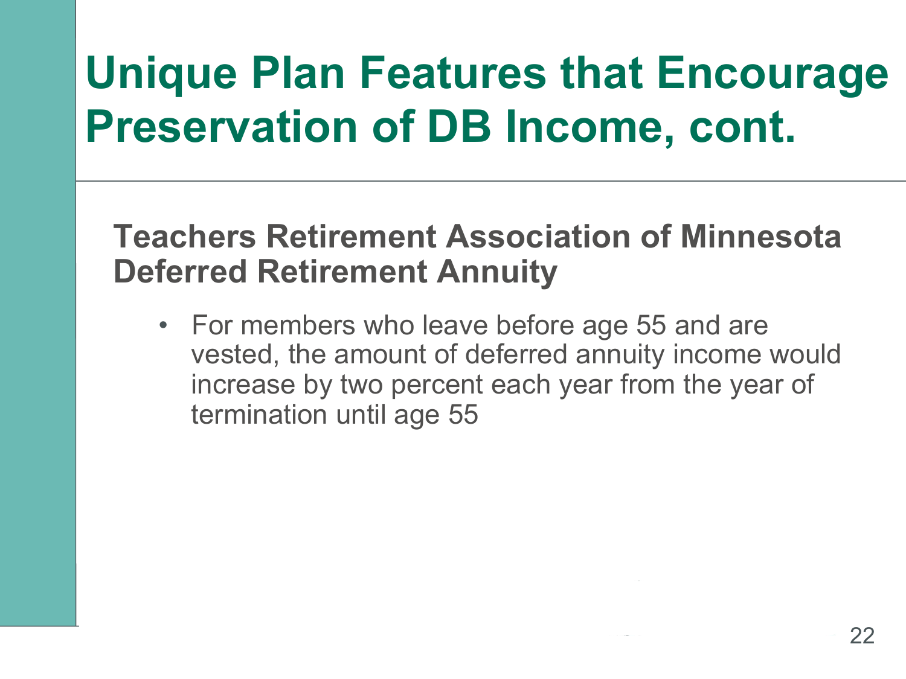# Unique Plan Features that Encourage Preservation of DB Income, cont.

## Teachers Retirement Association of Minnesota Deferred Retirement Annuity

- For members who leave before age 55 and are vested, the amount of deferred annuity income would increase by two percent each year from the year of termination until age 55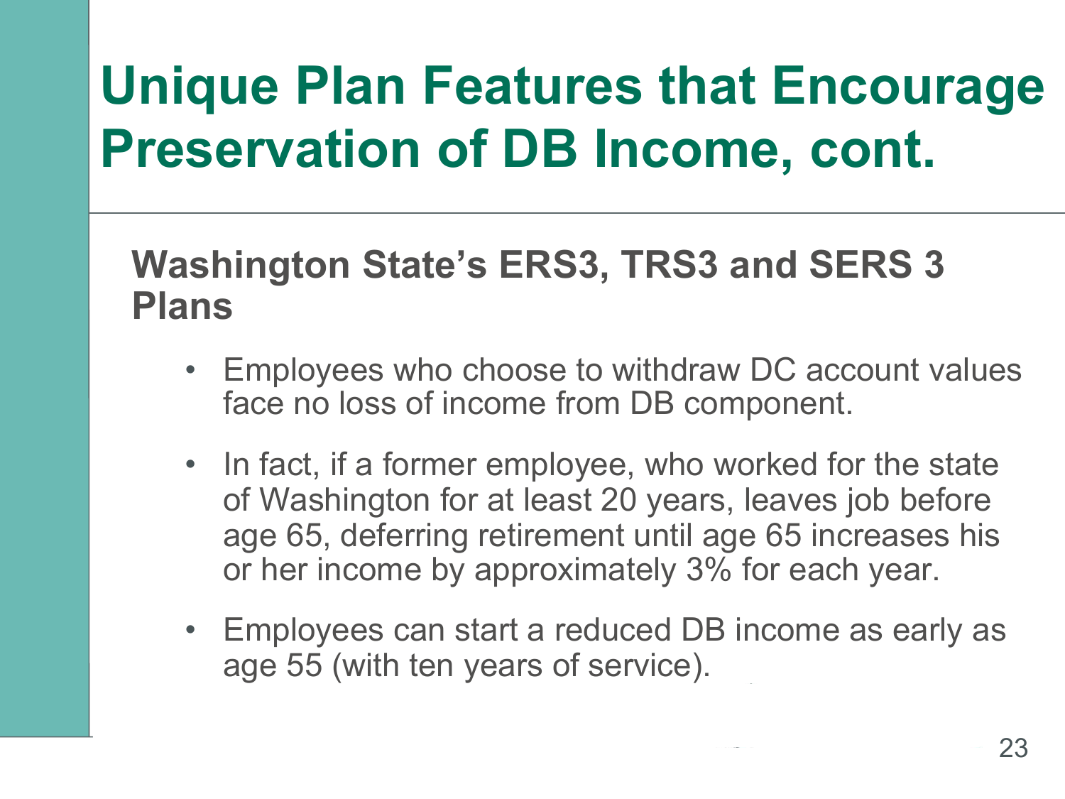# Unique Plan Features that Encourage Preservation of DB Income, cont.

## Washington State's ERS3, TRS3 and SERS 3 Plans

- Employees who choose to withdraw DC account values face no loss of income from DB component.
- In fact, if a former employee, who worked for the state of Washington for at least 20 years, leaves job before age 65, deferring retirement until age 65 increases his or her income by approximately 3% for each year.
- Employees can start a reduced DB income as early as age 55 (with ten years of service).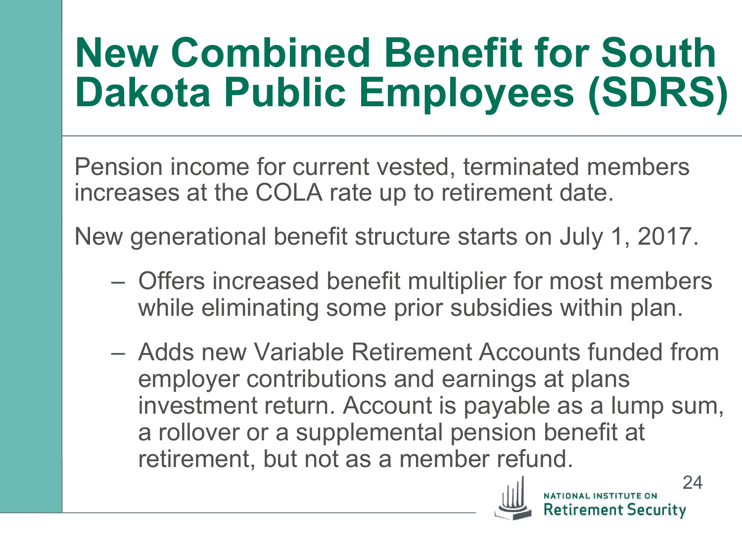# New Combined Benefit for South Dakota Public Employees (SDRS)

Pension income for current vested, terminated members increases at the COLA rate up to retirement date.

New generational benefit structure starts on July 1, 2017.

- Offers increased benefit multiplier for most members while eliminating some prior subsidies within plan.
- Adds new Variable Retirement Accounts funded from employer contributions and earnings at plans investment return. Account is payable as a lump sum, a rollover or a supplemental pension benefit at retirement, but not as a member refund.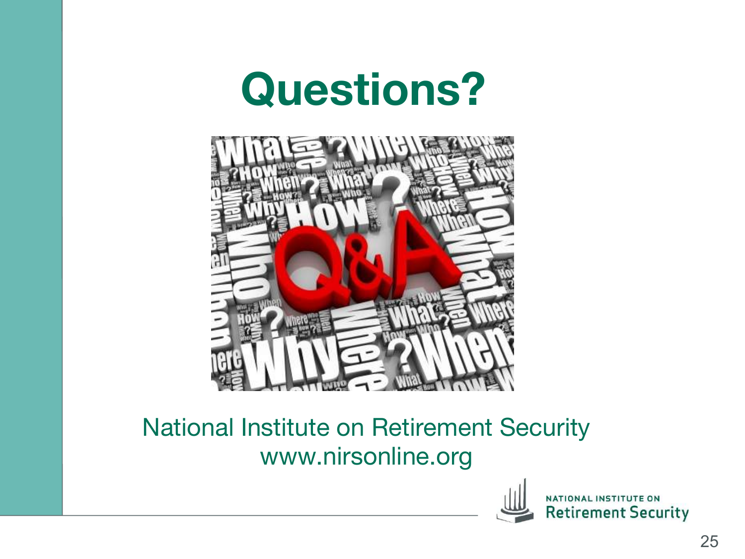# Questions?

National Institute on Retirement Security
www.nirsonline.org